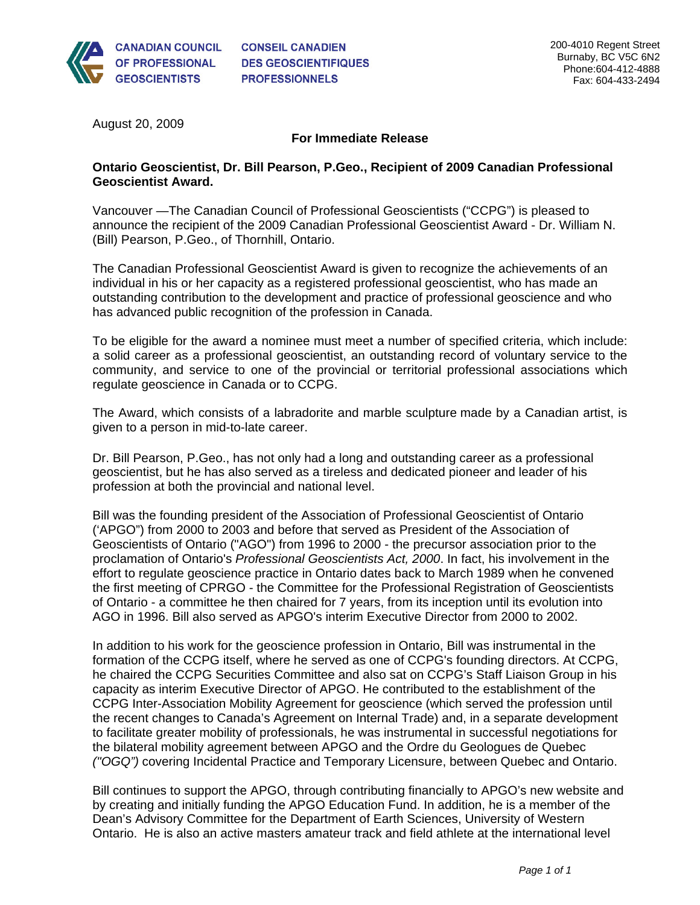CANADIAN COUNCIL OF PROFESSIONAL GEOSCIENTISTS | CONSEIL CANADIEN DES GEOSCIENTIFIQUES PROFESSIONNELS

200-4010 Regent Street
Burnaby, BC V5C 6N2
Phone:604-412-4888
Fax: 604-433-2494

August 20, 2009

**For Immediate Release**

**Ontario Geoscientist, Dr. Bill Pearson, P.Geo., Recipient of 2009 Canadian Professional Geoscientist Award.**

Vancouver —The Canadian Council of Professional Geoscientists ("CCPG") is pleased to announce the recipient of the 2009 Canadian Professional Geoscientist Award - Dr. William N. (Bill) Pearson, P.Geo., of Thornhill, Ontario.

The Canadian Professional Geoscientist Award is given to recognize the achievements of an individual in his or her capacity as a registered professional geoscientist, who has made an outstanding contribution to the development and practice of professional geoscience and who has advanced public recognition of the profession in Canada.

To be eligible for the award a nominee must meet a number of specified criteria, which include: a solid career as a professional geoscientist, an outstanding record of voluntary service to the community, and service to one of the provincial or territorial professional associations which regulate geoscience in Canada or to CCPG.

The Award, which consists of a labradorite and marble sculpture made by a Canadian artist, is given to a person in mid-to-late career.

Dr. Bill Pearson, P.Geo., has not only had a long and outstanding career as a professional geoscientist, but he has also served as a tireless and dedicated pioneer and leader of his profession at both the provincial and national level.

Bill was the founding president of the Association of Professional Geoscientist of Ontario ('APGO") from 2000 to 2003 and before that served as President of the Association of Geoscientists of Ontario ("AGO") from 1996 to 2000 - the precursor association prior to the proclamation of Ontario's *Professional Geoscientists Act, 2000*. In fact, his involvement in the effort to regulate geoscience practice in Ontario dates back to March 1989 when he convened the first meeting of CPRGO - the Committee for the Professional Registration of Geoscientists of Ontario - a committee he then chaired for 7 years, from its inception until its evolution into AGO in 1996. Bill also served as APGO's interim Executive Director from 2000 to 2002.

In addition to his work for the geoscience profession in Ontario, Bill was instrumental in the formation of the CCPG itself, where he served as one of CCPG's founding directors. At CCPG, he chaired the CCPG Securities Committee and also sat on CCPG's Staff Liaison Group in his capacity as interim Executive Director of APGO. He contributed to the establishment of the CCPG Inter-Association Mobility Agreement for geoscience (which served the profession until the recent changes to Canada's Agreement on Internal Trade) and, in a separate development to facilitate greater mobility of professionals, he was instrumental in successful negotiations for the bilateral mobility agreement between APGO and the Ordre du Geologues de Quebec *("OGQ")* covering Incidental Practice and Temporary Licensure, between Quebec and Ontario.

Bill continues to support the APGO, through contributing financially to APGO's new website and by creating and initially funding the APGO Education Fund. In addition, he is a member of the Dean's Advisory Committee for the Department of Earth Sciences, University of Western Ontario. He is also an active masters amateur track and field athlete at the international level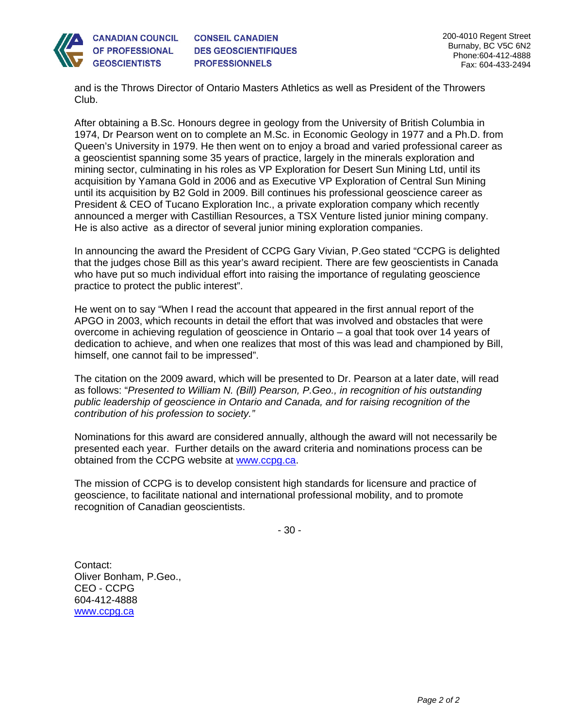and is the Throws Director of Ontario Masters Athletics as well as President of the Throwers Club.

After obtaining a B.Sc. Honours degree in geology from the University of British Columbia in 1974, Dr Pearson went on to complete an M.Sc. in Economic Geology in 1977 and a Ph.D. from Queen's University in 1979. He then went on to enjoy a broad and varied professional career as a geoscientist spanning some 35 years of practice, largely in the minerals exploration and mining sector, culminating in his roles as VP Exploration for Desert Sun Mining Ltd, until its acquisition by Yamana Gold in 2006 and as Executive VP Exploration of Central Sun Mining until its acquisition by B2 Gold in 2009. Bill continues his professional geoscience career as President & CEO of Tucano Exploration Inc., a private exploration company which recently announced a merger with Castillian Resources, a TSX Venture listed junior mining company. He is also active as a director of several junior mining exploration companies.

In announcing the award the President of CCPG Gary Vivian, P.Geo stated "CCPG is delighted that the judges chose Bill as this year's award recipient. There are few geoscientists in Canada who have put so much individual effort into raising the importance of regulating geoscience practice to protect the public interest".

He went on to say "When I read the account that appeared in the first annual report of the APGO in 2003, which recounts in detail the effort that was involved and obstacles that were overcome in achieving regulation of geoscience in Ontario – a goal that took over 14 years of dedication to achieve, and when one realizes that most of this was lead and championed by Bill, himself, one cannot fail to be impressed".

The citation on the 2009 award, which will be presented to Dr. Pearson at a later date, will read as follows: "*Presented to William N. (Bill) Pearson, P.Geo., in recognition of his outstanding public leadership of geoscience in Ontario and Canada, and for raising recognition of the contribution of his profession to society."*

Nominations for this award are considered annually, although the award will not necessarily be presented each year. Further details on the award criteria and nominations process can be obtained from the CCPG website at www.ccpg.ca.

The mission of CCPG is to develop consistent high standards for licensure and practice of geoscience, to facilitate national and international professional mobility, and to promote recognition of Canadian geoscientists.

- 30 -

Contact:
Oliver Bonham, P.Geo.,
CEO - CCPG
604-412-4888
www.ccpg.ca